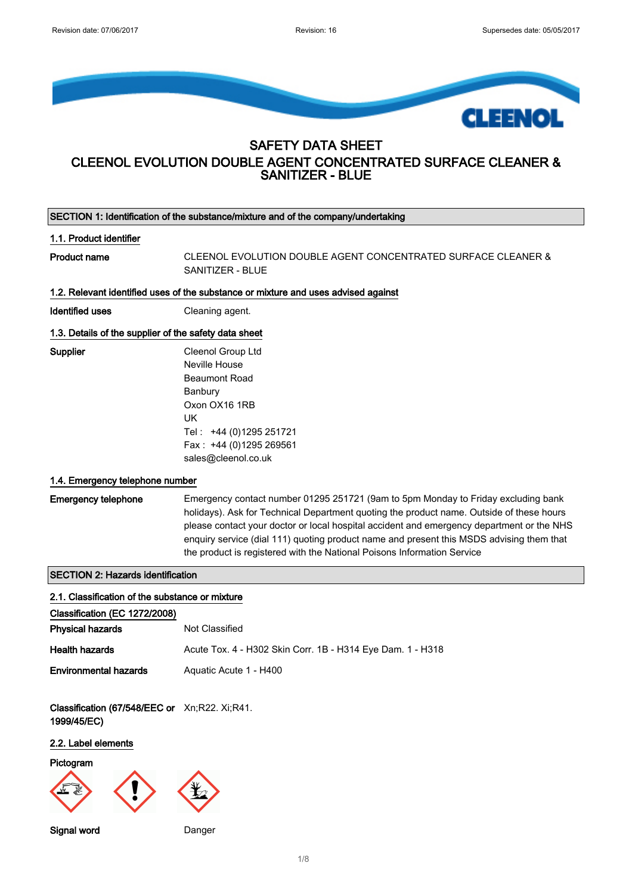# SAFETY DATA SHEET

# CLEENOL EVOLUTION DOUBLE AGENT CONCENTRATED SURFACE CLEANER & SANITIZER - BLUE

## SECTION 1: Identification of the substance/mixture and of the company/undertaking

### 1.1. Product identifier

**Product name** CLEENOL EVOLUTION DOUBLE AGENT CONCENTRATED SURFACE CLEANER & SANITIZER - BLUE

### 1.2. Relevant identified uses of the substance or mixture and uses advised against

**Identified uses** Cleaning agent.

### 1.3. Details of the supplier of the safety data sheet

**Supplier**

Cleenol Group Ltd
Neville House
Beaumont Road
Banbury
Oxon OX16 1RB
UK
Tel : +44 (0)1295 251721
Fax : +44 (0)1295 269561
sales@cleenol.co.uk

### 1.4. Emergency telephone number

**Emergency telephone** Emergency contact number 01295 251721 (9am to 5pm Monday to Friday excluding bank holidays). Ask for Technical Department quoting the product name. Outside of these hours please contact your doctor or local hospital accident and emergency department or the NHS enquiry service (dial 111) quoting product name and present this MSDS advising them that the product is registered with the National Poisons Information Service

## SECTION 2: Hazards identification

### 2.1. Classification of the substance or mixture

**Classification (EC 1272/2008)**

**Physical hazards** Not Classified

**Health hazards** Acute Tox. 4 - H302 Skin Corr. 1B - H314 Eye Dam. 1 - H318

**Environmental hazards** Aquatic Acute 1 - H400

**Classification (67/548/EEC or 1999/45/EC)** Xn;R22. Xi;R41.

### 2.2. Label elements

**Pictogram**

**Signal word** Danger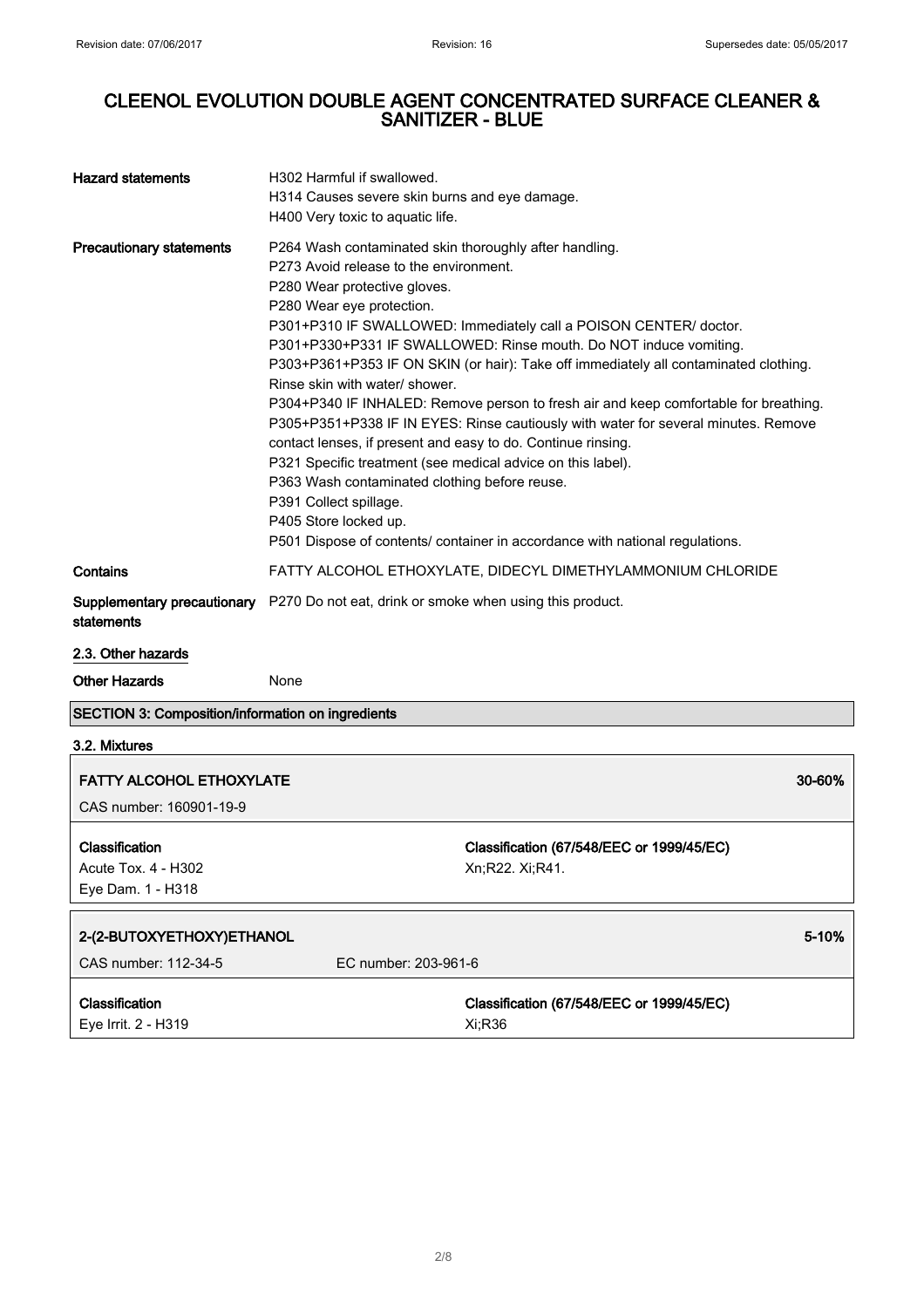| | |
|---|---|
| **Hazard statements** | H302 Harmful if swallowed.<br>H314 Causes severe skin burns and eye damage.<br>H400 Very toxic to aquatic life. |
| **Precautionary statements** | P264 Wash contaminated skin thoroughly after handling.<br>P273 Avoid release to the environment.<br>P280 Wear protective gloves.<br>P280 Wear eye protection.<br>P301+P310 IF SWALLOWED: Immediately call a POISON CENTER/ doctor.<br>P301+P330+P331 IF SWALLOWED: Rinse mouth. Do NOT induce vomiting.<br>P303+P361+P353 IF ON SKIN (or hair): Take off immediately all contaminated clothing. Rinse skin with water/ shower.<br>P304+P340 IF INHALED: Remove person to fresh air and keep comfortable for breathing.<br>P305+P351+P338 IF IN EYES: Rinse cautiously with water for several minutes. Remove contact lenses, if present and easy to do. Continue rinsing.<br>P321 Specific treatment (see medical advice on this label).<br>P363 Wash contaminated clothing before reuse.<br>P391 Collect spillage.<br>P405 Store locked up.<br>P501 Dispose of contents/ container in accordance with national regulations. |
| **Contains** | FATTY ALCOHOL ETHOXYLATE, DIDECYL DIMETHYLAMMONIUM CHLORIDE |
| **Supplementary precautionary statements** | P270 Do not eat, drink or smoke when using this product. |

### 2.3. Other hazards

| | |
|---|---|
| **Other Hazards** | None |

## SECTION 3: Composition/information on ingredients

### 3.2. Mixtures

| **FATTY ALCOHOL ETHOXYLATE** | | **30-60%** |
|---|---|---|
| CAS number: 160901-19-9 | | |
| **Classification**<br>Acute Tox. 4 - H302<br>Eye Dam. 1 - H318 | **Classification (67/548/EEC or 1999/45/EC)**<br>Xn;R22. Xi;R41. | |

| **2-(2-BUTOXYETHOXY)ETHANOL** | | **5-10%** |
|---|---|---|
| CAS number: 112-34-5 | EC number: 203-961-6 | |
| **Classification**<br>Eye Irrit. 2 - H319 | **Classification (67/548/EEC or 1999/45/EC)**<br>Xi;R36 | |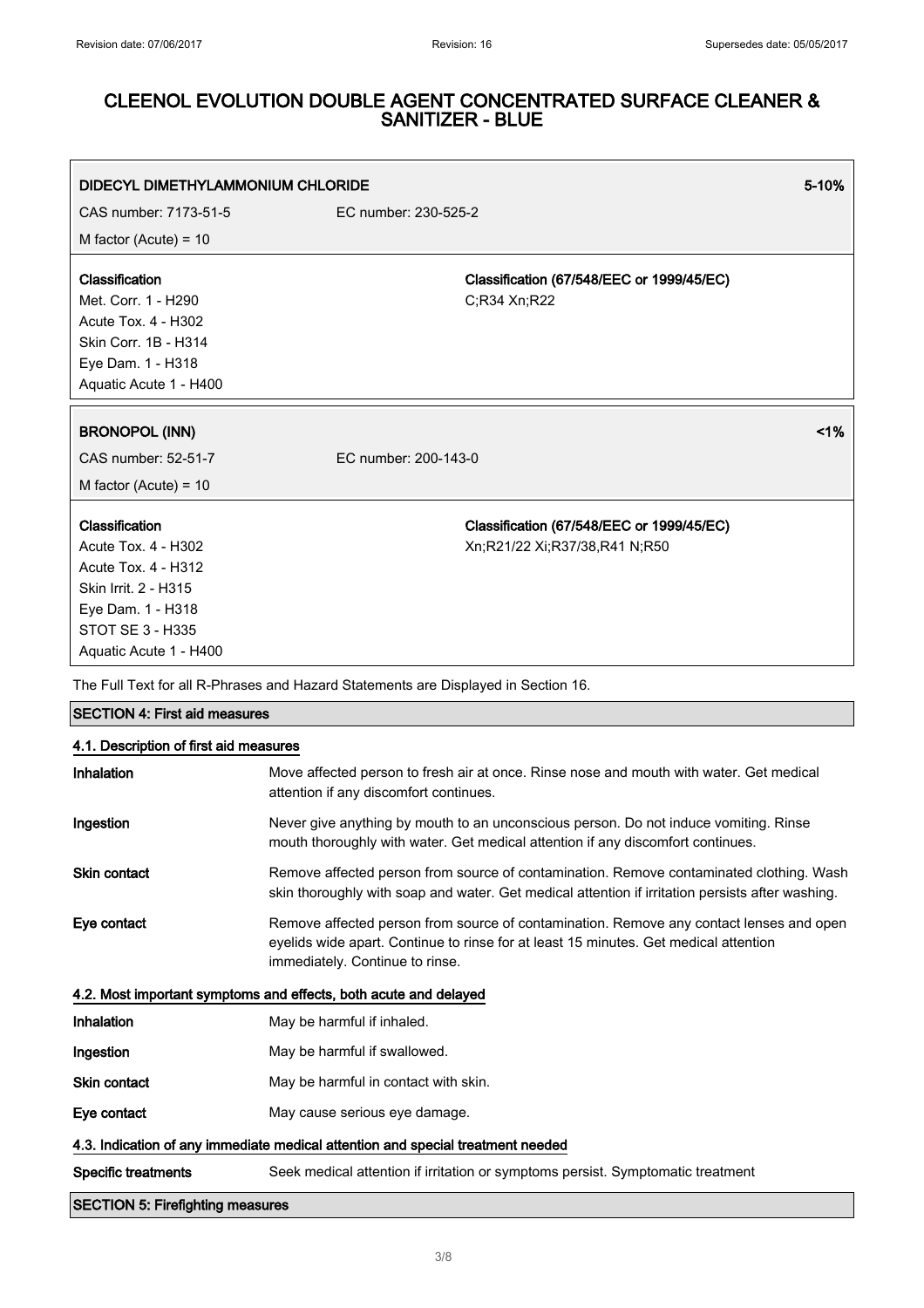# CLEENOL EVOLUTION DOUBLE AGENT CONCENTRATED SURFACE CLEANER & SANITIZER - BLUE

| **DIDECYL DIMETHYLAMMONIUM CHLORIDE** | | **5-10%** |
|---|---|---|
| CAS number: 7173-51-5 | EC number: 230-525-2 | |
| M factor (Acute) = 10 | | |
| **Classification**<br>Met. Corr. 1 - H290<br>Acute Tox. 4 - H302<br>Skin Corr. 1B - H314<br>Eye Dam. 1 - H318<br>Aquatic Acute 1 - H400 | **Classification (67/548/EEC or 1999/45/EC)**<br>C;R34 Xn;R22 | |

| **BRONOPOL (INN)** | | **<1%** |
|---|---|---|
| CAS number: 52-51-7 | EC number: 200-143-0 | |
| M factor (Acute) = 10 | | |
| **Classification**<br>Acute Tox. 4 - H302<br>Acute Tox. 4 - H312<br>Skin Irrit. 2 - H315<br>Eye Dam. 1 - H318<br>STOT SE 3 - H335<br>Aquatic Acute 1 - H400 | **Classification (67/548/EEC or 1999/45/EC)**<br>Xn;R21/22 Xi;R37/38,R41 N;R50 | |

The Full Text for all R-Phrases and Hazard Statements are Displayed in Section 16.

## SECTION 4: First aid measures

### 4.1. Description of first aid measures

**Inhalation** Move affected person to fresh air at once. Rinse nose and mouth with water. Get medical attention if any discomfort continues.

**Ingestion** Never give anything by mouth to an unconscious person. Do not induce vomiting. Rinse mouth thoroughly with water. Get medical attention if any discomfort continues.

**Skin contact** Remove affected person from source of contamination. Remove contaminated clothing. Wash skin thoroughly with soap and water. Get medical attention if irritation persists after washing.

**Eye contact** Remove affected person from source of contamination. Remove any contact lenses and open eyelids wide apart. Continue to rinse for at least 15 minutes. Get medical attention immediately. Continue to rinse.

### 4.2. Most important symptoms and effects, both acute and delayed

**Inhalation** May be harmful if inhaled.

**Ingestion** May be harmful if swallowed.

**Skin contact** May be harmful in contact with skin.

**Eye contact** May cause serious eye damage.

### 4.3. Indication of any immediate medical attention and special treatment needed

**Specific treatments** Seek medical attention if irritation or symptoms persist. Symptomatic treatment

## SECTION 5: Firefighting measures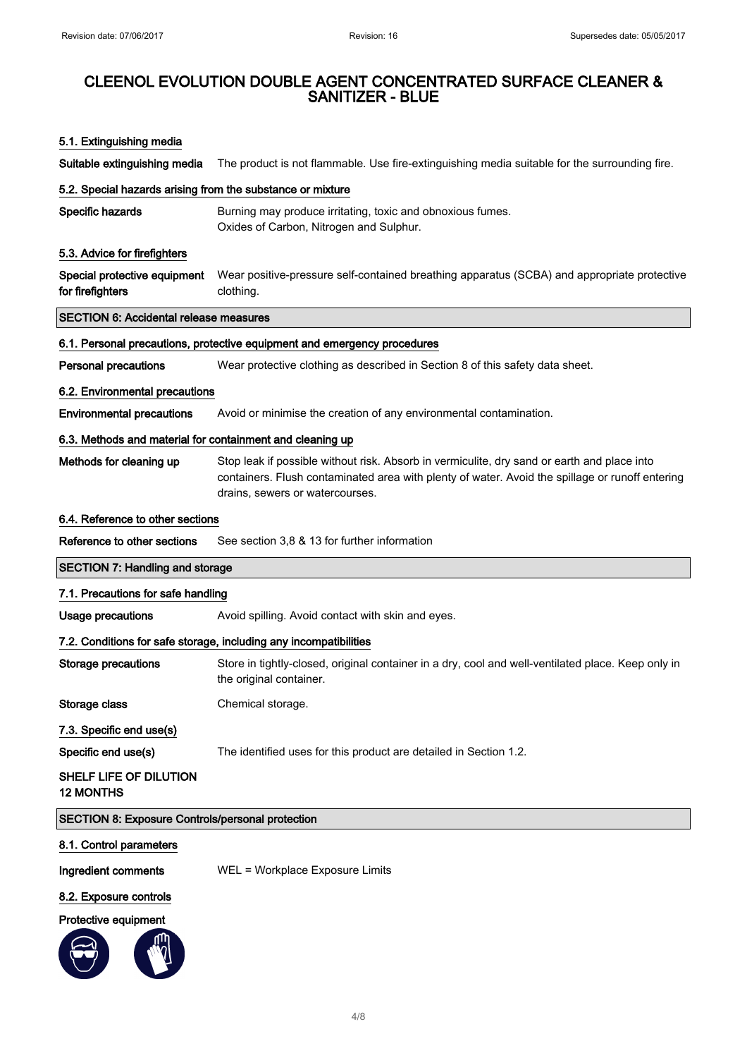# CLEENOL EVOLUTION DOUBLE AGENT CONCENTRATED SURFACE CLEANER & SANITIZER - BLUE

### 5.1. Extinguishing media

**Suitable extinguishing media** The product is not flammable. Use fire-extinguishing media suitable for the surrounding fire.

### 5.2. Special hazards arising from the substance or mixture

**Specific hazards** Burning may produce irritating, toxic and obnoxious fumes.
Oxides of Carbon, Nitrogen and Sulphur.

### 5.3. Advice for firefighters

**Special protective equipment for firefighters** Wear positive-pressure self-contained breathing apparatus (SCBA) and appropriate protective clothing.

## SECTION 6: Accidental release measures

### 6.1. Personal precautions, protective equipment and emergency procedures

**Personal precautions** Wear protective clothing as described in Section 8 of this safety data sheet.

### 6.2. Environmental precautions

**Environmental precautions** Avoid or minimise the creation of any environmental contamination.

### 6.3. Methods and material for containment and cleaning up

**Methods for cleaning up** Stop leak if possible without risk. Absorb in vermiculite, dry sand or earth and place into containers. Flush contaminated area with plenty of water. Avoid the spillage or runoff entering drains, sewers or watercourses.

### 6.4. Reference to other sections

**Reference to other sections** See section 3,8 & 13 for further information

## SECTION 7: Handling and storage

### 7.1. Precautions for safe handling

**Usage precautions** Avoid spilling. Avoid contact with skin and eyes.

### 7.2. Conditions for safe storage, including any incompatibilities

**Storage precautions** Store in tightly-closed, original container in a dry, cool and well-ventilated place. Keep only in the original container.

**Storage class** Chemical storage.

### 7.3. Specific end use(s)

**Specific end use(s)** The identified uses for this product are detailed in Section 1.2.

**SHELF LIFE OF DILUTION 12 MONTHS**

## SECTION 8: Exposure Controls/personal protection

### 8.1. Control parameters

**Ingredient comments** WEL = Workplace Exposure Limits

### 8.2. Exposure controls

**Protective equipment**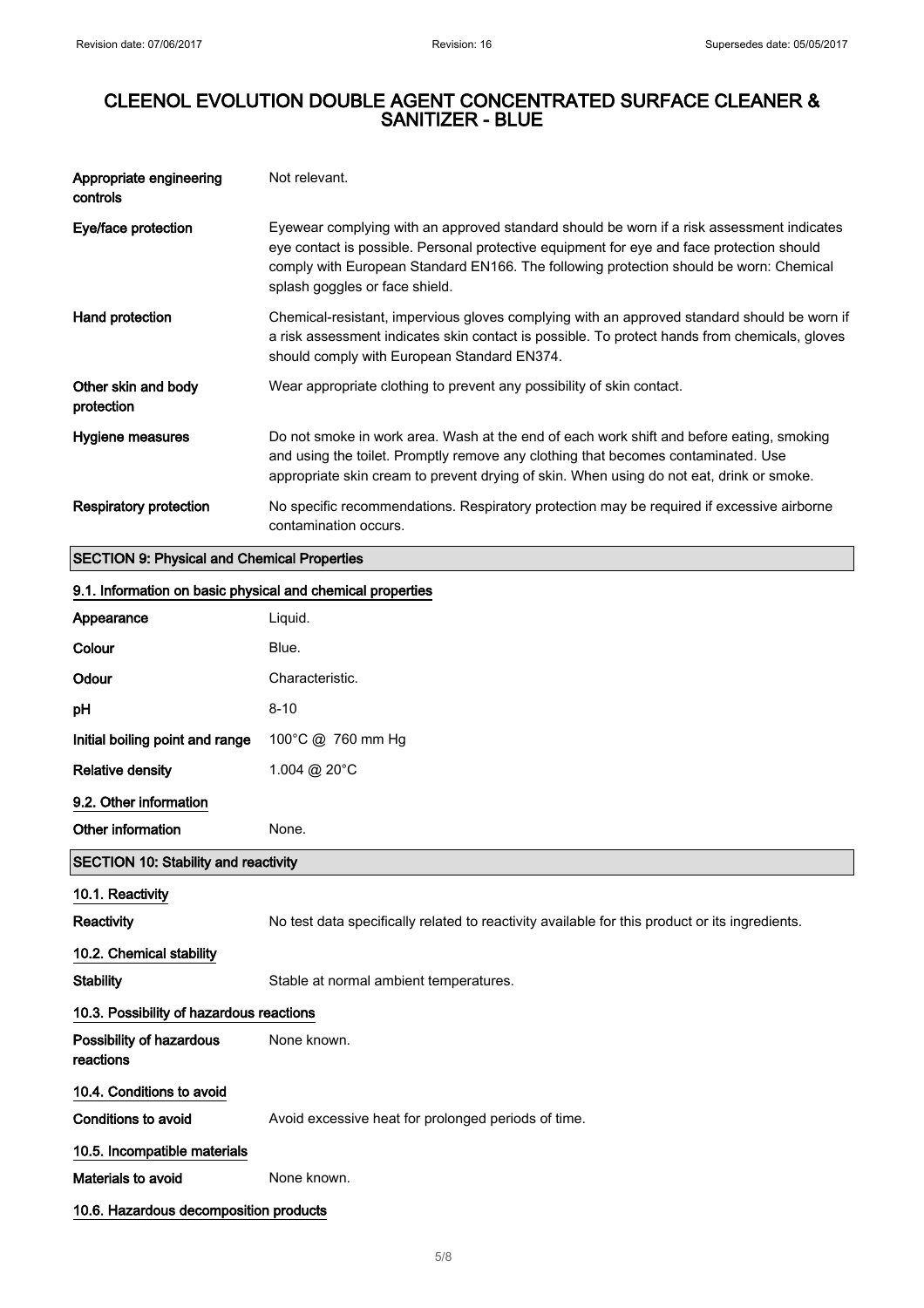| | |
|---|---|
| **Appropriate engineering controls** | Not relevant. |
| **Eye/face protection** | Eyewear complying with an approved standard should be worn if a risk assessment indicates eye contact is possible. Personal protective equipment for eye and face protection should comply with European Standard EN166. The following protection should be worn: Chemical splash goggles or face shield. |
| **Hand protection** | Chemical-resistant, impervious gloves complying with an approved standard should be worn if a risk assessment indicates skin contact is possible. To protect hands from chemicals, gloves should comply with European Standard EN374. |
| **Other skin and body protection** | Wear appropriate clothing to prevent any possibility of skin contact. |
| **Hygiene measures** | Do not smoke in work area. Wash at the end of each work shift and before eating, smoking and using the toilet. Promptly remove any clothing that becomes contaminated. Use appropriate skin cream to prevent drying of skin. When using do not eat, drink or smoke. |
| **Respiratory protection** | No specific recommendations. Respiratory protection may be required if excessive airborne contamination occurs. |

## SECTION 9: Physical and Chemical Properties

### 9.1. Information on basic physical and chemical properties

| | |
|---|---|
| **Appearance** | Liquid. |
| **Colour** | Blue. |
| **Odour** | Characteristic. |
| **pH** | 8-10 |
| **Initial boiling point and range** | 100°C @ 760 mm Hg |
| **Relative density** | 1.004 @ 20°C |

### 9.2. Other information

| | |
|---|---|
| **Other information** | None. |

## SECTION 10: Stability and reactivity

### 10.1. Reactivity

| | |
|---|---|
| **Reactivity** | No test data specifically related to reactivity available for this product or its ingredients. |

### 10.2. Chemical stability

| | |
|---|---|
| **Stability** | Stable at normal ambient temperatures. |

### 10.3. Possibility of hazardous reactions

| | |
|---|---|
| **Possibility of hazardous reactions** | None known. |

### 10.4. Conditions to avoid

| | |
|---|---|
| **Conditions to avoid** | Avoid excessive heat for prolonged periods of time. |

### 10.5. Incompatible materials

| | |
|---|---|
| **Materials to avoid** | None known. |

### 10.6. Hazardous decomposition products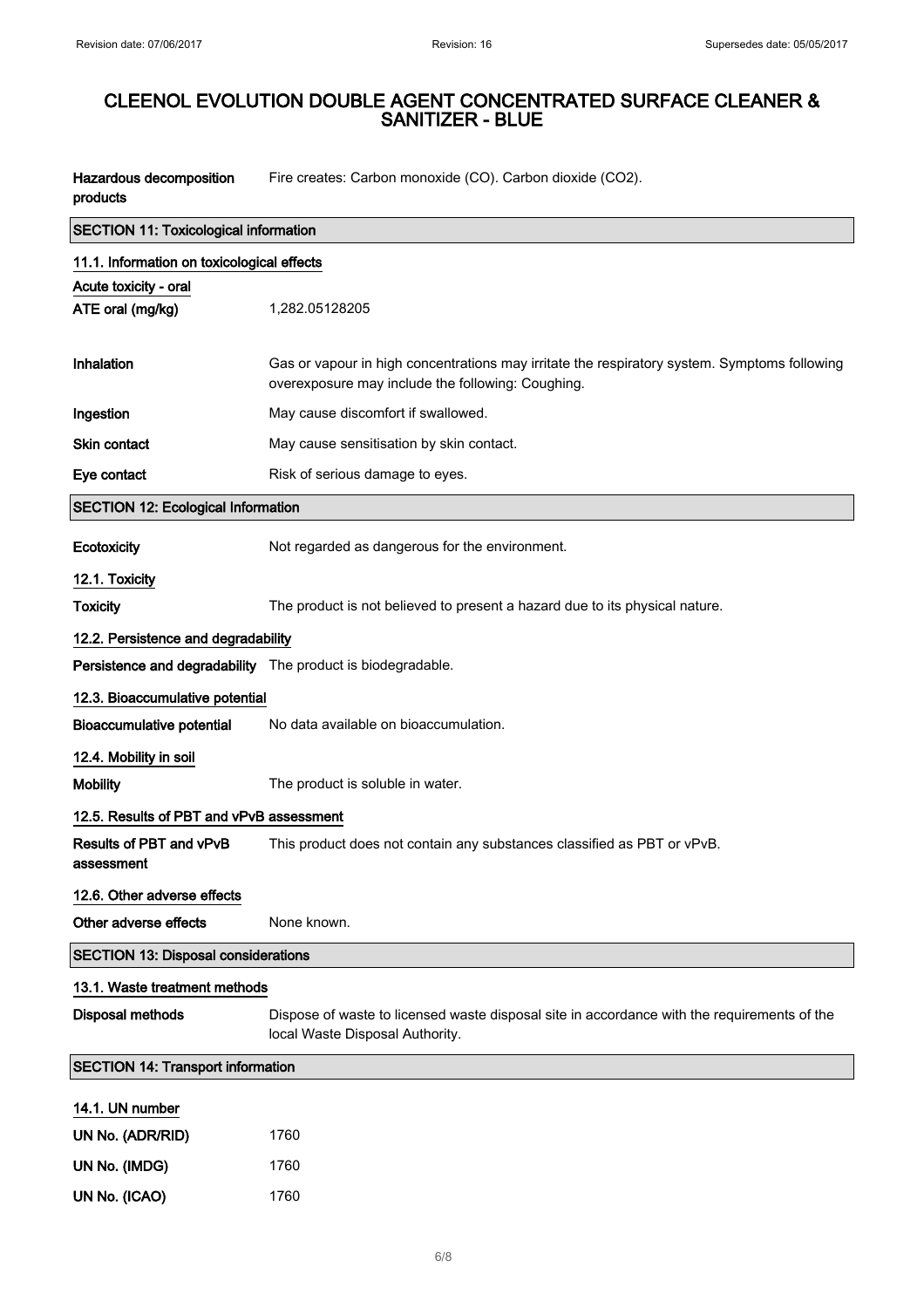# CLEENOL EVOLUTION DOUBLE AGENT CONCENTRATED SURFACE CLEANER & SANITIZER - BLUE

| | |
|---|---|
| **Hazardous decomposition products** | Fire creates: Carbon monoxide (CO). Carbon dioxide ($CO_2$). |

## SECTION 11: Toxicological information

### 11.1. Information on toxicological effects

**Acute toxicity - oral**

| | |
|---|---|
| **ATE oral (mg/kg)** | 1,282.05128205 |
| **Inhalation** | Gas or vapour in high concentrations may irritate the respiratory system. Symptoms following overexposure may include the following: Coughing. |
| **Ingestion** | May cause discomfort if swallowed. |
| **Skin contact** | May cause sensitisation by skin contact. |
| **Eye contact** | Risk of serious damage to eyes. |

## SECTION 12: Ecological Information

| | |
|---|---|
| **Ecotoxicity** | Not regarded as dangerous for the environment. |

### 12.1. Toxicity

| | |
|---|---|
| **Toxicity** | The product is not believed to present a hazard due to its physical nature. |

### 12.2. Persistence and degradability

| | |
|---|---|
| **Persistence and degradability** | The product is biodegradable. |

### 12.3. Bioaccumulative potential

| | |
|---|---|
| **Bioaccumulative potential** | No data available on bioaccumulation. |

### 12.4. Mobility in soil

| | |
|---|---|
| **Mobility** | The product is soluble in water. |

### 12.5. Results of PBT and vPvB assessment

| | |
|---|---|
| **Results of PBT and vPvB assessment** | This product does not contain any substances classified as PBT or vPvB. |

### 12.6. Other adverse effects

| | |
|---|---|
| **Other adverse effects** | None known. |

## SECTION 13: Disposal considerations

### 13.1. Waste treatment methods

| | |
|---|---|
| **Disposal methods** | Dispose of waste to licensed waste disposal site in accordance with the requirements of the local Waste Disposal Authority. |

## SECTION 14: Transport information

### 14.1. UN number

| | |
|---|---|
| **UN No. (ADR/RID)** | 1760 |
| **UN No. (IMDG)** | 1760 |
| **UN No. (ICAO)** | 1760 |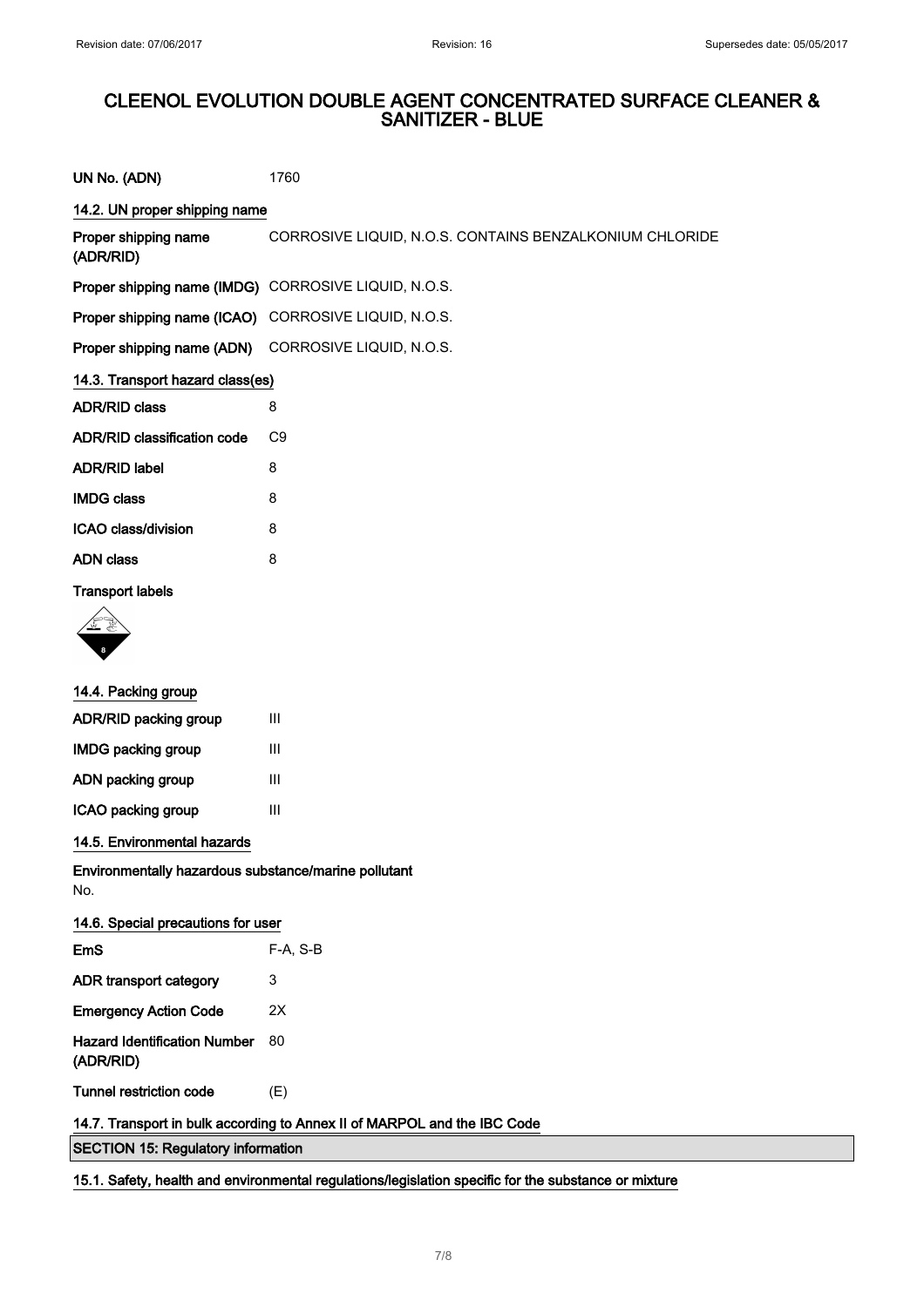# CLEENOL EVOLUTION DOUBLE AGENT CONCENTRATED SURFACE CLEANER & SANITIZER - BLUE

| | |
|---|---|
| **UN No. (ADN)** | 1760 |

### 14.2. UN proper shipping name

| | |
|---|---|
| **Proper shipping name (ADR/RID)** | CORROSIVE LIQUID, N.O.S. CONTAINS BENZALKONIUM CHLORIDE |
| **Proper shipping name (IMDG)** | CORROSIVE LIQUID, N.O.S. |
| **Proper shipping name (ICAO)** | CORROSIVE LIQUID, N.O.S. |
| **Proper shipping name (ADN)** | CORROSIVE LIQUID, N.O.S. |

### 14.3. Transport hazard class(es)

| | |
|---|---|
| **ADR/RID class** | 8 |
| **ADR/RID classification code** | C9 |
| **ADR/RID label** | 8 |
| **IMDG class** | 8 |
| **ICAO class/division** | 8 |
| **ADN class** | 8 |

**Transport labels**

### 14.4. Packing group

| | |
|---|---|
| **ADR/RID packing group** | III |
| **IMDG packing group** | III |
| **ADN packing group** | III |
| **ICAO packing group** | III |

### 14.5. Environmental hazards

**Environmentally hazardous substance/marine pollutant**

No.

### 14.6. Special precautions for user

| | |
|---|---|
| **EmS** | F-A, S-B |
| **ADR transport category** | 3 |
| **Emergency Action Code** | 2X |
| **Hazard Identification Number (ADR/RID)** | 80 |
| **Tunnel restriction code** | (E) |

### 14.7. Transport in bulk according to Annex II of MARPOL and the IBC Code

## SECTION 15: Regulatory information

### 15.1. Safety, health and environmental regulations/legislation specific for the substance or mixture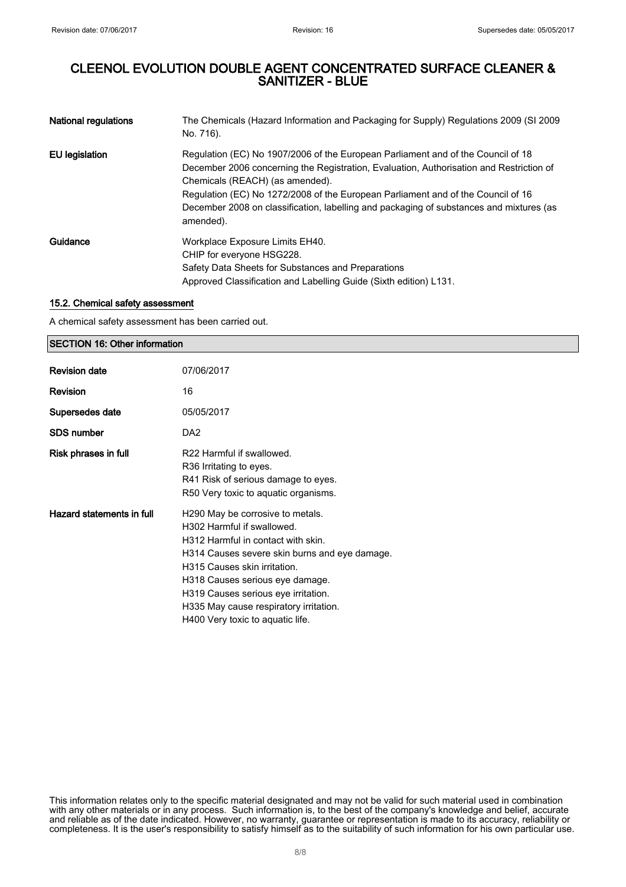# CLEENOL EVOLUTION DOUBLE AGENT CONCENTRATED SURFACE CLEANER & SANITIZER - BLUE

| | |
|---|---|
| **National regulations** | The Chemicals (Hazard Information and Packaging for Supply) Regulations 2009 (SI 2009 No. 716). |
| **EU legislation** | Regulation (EC) No 1907/2006 of the European Parliament and of the Council of 18 December 2006 concerning the Registration, Evaluation, Authorisation and Restriction of Chemicals (REACH) (as amended).<br>Regulation (EC) No 1272/2008 of the European Parliament and of the Council of 16 December 2008 on classification, labelling and packaging of substances and mixtures (as amended). |
| **Guidance** | Workplace Exposure Limits EH40.<br>CHIP for everyone HSG228.<br>Safety Data Sheets for Substances and Preparations<br>Approved Classification and Labelling Guide (Sixth edition) L131. |

### 15.2. Chemical safety assessment

A chemical safety assessment has been carried out.

## SECTION 16: Other information

| | |
|---|---|
| **Revision date** | 07/06/2017 |
| **Revision** | 16 |
| **Supersedes date** | 05/05/2017 |
| **SDS number** | DA2 |
| **Risk phrases in full** | R22 Harmful if swallowed.<br>R36 Irritating to eyes.<br>R41 Risk of serious damage to eyes.<br>R50 Very toxic to aquatic organisms. |
| **Hazard statements in full** | H290 May be corrosive to metals.<br>H302 Harmful if swallowed.<br>H312 Harmful in contact with skin.<br>H314 Causes severe skin burns and eye damage.<br>H315 Causes skin irritation.<br>H318 Causes serious eye damage.<br>H319 Causes serious eye irritation.<br>H335 May cause respiratory irritation.<br>H400 Very toxic to aquatic life. |

This information relates only to the specific material designated and may not be valid for such material used in combination with any other materials or in any process. Such information is, to the best of the company's knowledge and belief, accurate and reliable as of the date indicated. However, no warranty, guarantee or representation is made to its accuracy, reliability or completeness. It is the user's responsibility to satisfy himself as to the suitability of such information for his own particular use.